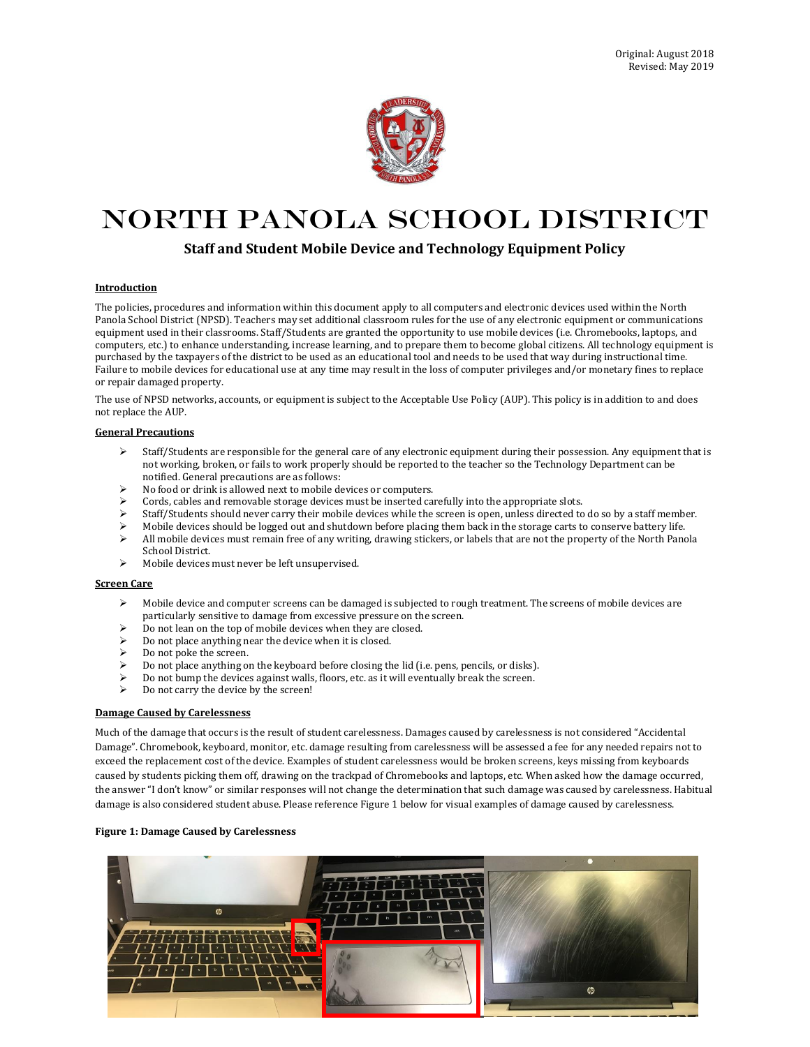Original: August 2018
Revised: May 2019

# NORTH PANOLA SCHOOL DISTRICT

## Staff and Student Mobile Device and Technology Equipment Policy

**Introduction**

The policies, procedures and information within this document apply to all computers and electronic devices used within the North Panola School District (NPSD). Teachers may set additional classroom rules for the use of any electronic equipment or communications equipment used in their classrooms. Staff/Students are granted the opportunity to use mobile devices (i.e. Chromebooks, laptops, and computers, etc.) to enhance understanding, increase learning, and to prepare them to become global citizens. All technology equipment is purchased by the taxpayers of the district to be used as an educational tool and needs to be used that way during instructional time. Failure to mobile devices for educational use at any time may result in the loss of computer privileges and/or monetary fines to replace or repair damaged property.

The use of NPSD networks, accounts, or equipment is subject to the Acceptable Use Policy (AUP). This policy is in addition to and does not replace the AUP.

**General Precautions**

- Staff/Students are responsible for the general care of any electronic equipment during their possession. Any equipment that is not working, broken, or fails to work properly should be reported to the teacher so the Technology Department can be notified. General precautions are as follows:
- No food or drink is allowed next to mobile devices or computers.
- Cords, cables and removable storage devices must be inserted carefully into the appropriate slots.
- Staff/Students should never carry their mobile devices while the screen is open, unless directed to do so by a staff member.
- Mobile devices should be logged out and shutdown before placing them back in the storage carts to conserve battery life.
- All mobile devices must remain free of any writing, drawing stickers, or labels that are not the property of the North Panola School District.
- Mobile devices must never be left unsupervised.

**Screen Care**

- Mobile device and computer screens can be damaged is subjected to rough treatment. The screens of mobile devices are particularly sensitive to damage from excessive pressure on the screen.
- Do not lean on the top of mobile devices when they are closed.
- Do not place anything near the device when it is closed.
- Do not poke the screen.
- Do not place anything on the keyboard before closing the lid (i.e. pens, pencils, or disks).
- Do not bump the devices against walls, floors, etc. as it will eventually break the screen.
- Do not carry the device by the screen!

**Damage Caused by Carelessness**

Much of the damage that occurs is the result of student carelessness. Damages caused by carelessness is not considered "Accidental Damage". Chromebook, keyboard, monitor, etc. damage resulting from carelessness will be assessed a fee for any needed repairs not to exceed the replacement cost of the device. Examples of student carelessness would be broken screens, keys missing from keyboards caused by students picking them off, drawing on the trackpad of Chromebooks and laptops, etc. When asked how the damage occurred, the answer "I don't know" or similar responses will not change the determination that such damage was caused by carelessness. Habitual damage is also considered student abuse. Please reference Figure 1 below for visual examples of damage caused by carelessness.

**Figure 1: Damage Caused by Carelessness**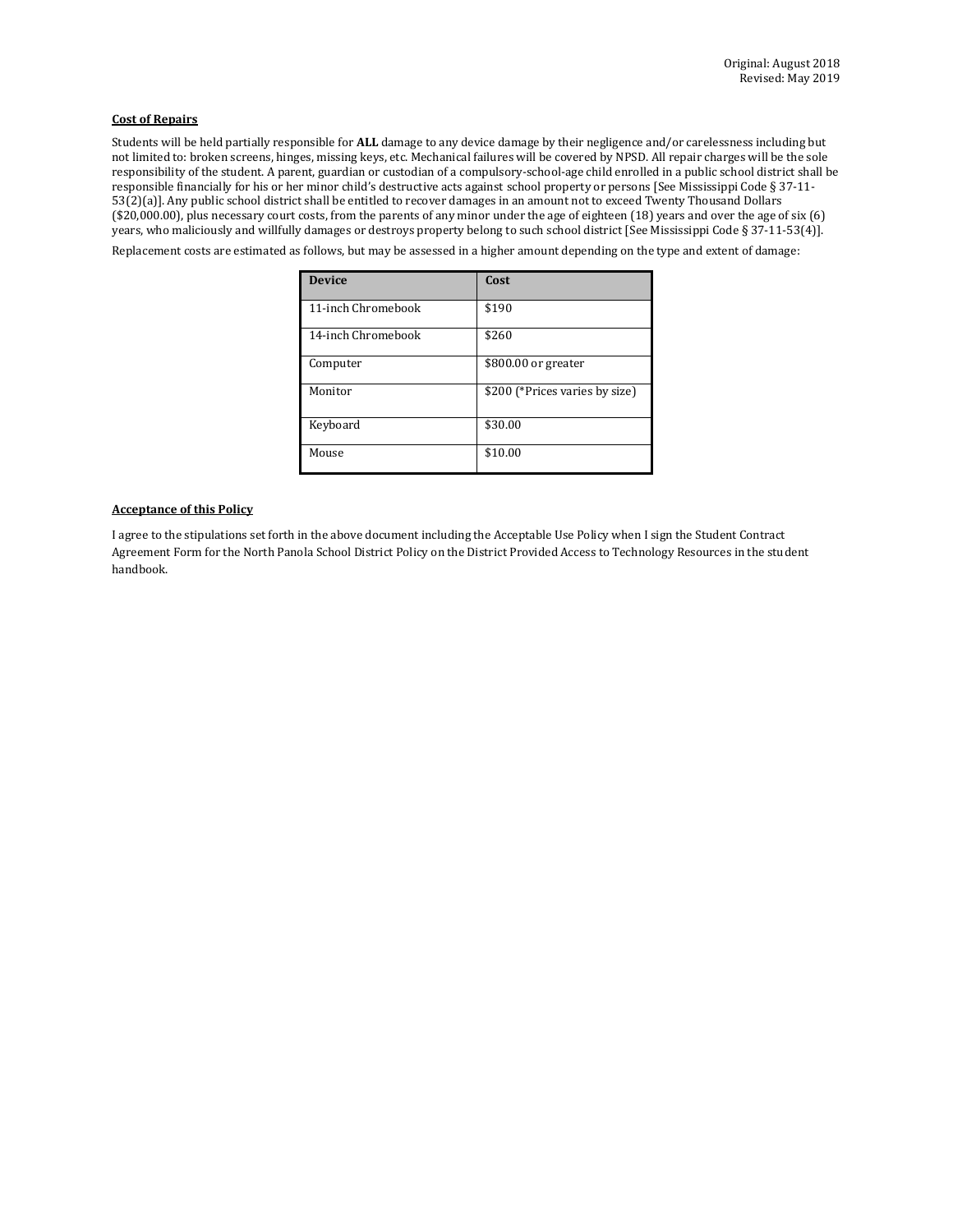Original: August 2018
Revised: May 2019

**Cost of Repairs**

Students will be held partially responsible for **ALL** damage to any device damage by their negligence and/or carelessness including but not limited to: broken screens, hinges, missing keys, etc. Mechanical failures will be covered by NPSD. All repair charges will be the sole responsibility of the student. A parent, guardian or custodian of a compulsory-school-age child enrolled in a public school district shall be responsible financially for his or her minor child's destructive acts against school property or persons [See Mississippi Code § 37-11-53(2)(a)]. Any public school district shall be entitled to recover damages in an amount not to exceed Twenty Thousand Dollars ($20,000.00), plus necessary court costs, from the parents of any minor under the age of eighteen (18) years and over the age of six (6) years, who maliciously and willfully damages or destroys property belong to such school district [See Mississippi Code § 37-11-53(4)].

Replacement costs are estimated as follows, but may be assessed in a higher amount depending on the type and extent of damage:

| Device | Cost |
|---|---|
| 11-inch Chromebook | $190 |
| 14-inch Chromebook | $260 |
| Computer | $800.00 or greater |
| Monitor | $200 (*Prices varies by size) |
| Keyboard | $30.00 |
| Mouse | $10.00 |

**Acceptance of this Policy**

I agree to the stipulations set forth in the above document including the Acceptable Use Policy when I sign the Student Contract Agreement Form for the North Panola School District Policy on the District Provided Access to Technology Resources in the student handbook.